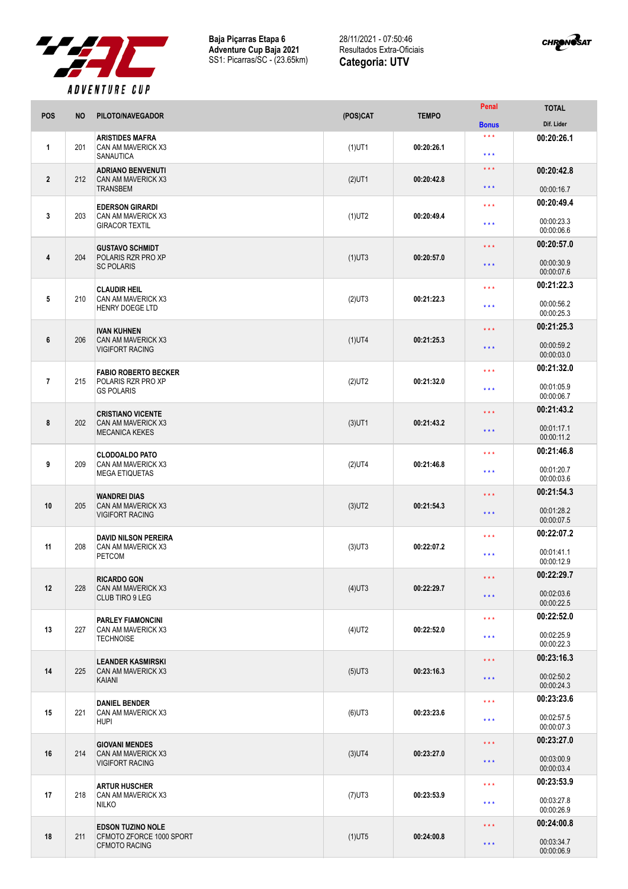**Baja Piçarras Etapa 6**
**Adventure Cup Baja 2021**
SS1: Picarras/SC - (23.65km)

28/11/2021 - 07:50:46
Resultados Extra-Oficiais
**Categoria: UTV**

| POS | NO | PILOTO/NAVEGADOR | (POS)CAT | TEMPO | Penal / Bonus | TOTAL / Dif. Lider |
|---|---|---|---|---|---|---|
| 1 | 201 | **ARISTIDES MAFRA**<br>CAN AM MAVERICK X3<br>SANAUTICA | (1)UT1 | 00:20:26.1 | \*\*\*<br>\*\*\* | **00:20:26.1** |
| 2 | 212 | **ADRIANO BENVENUTI**<br>CAN AM MAVERICK X3<br>TRANSBEM | (2)UT1 | 00:20:42.8 | \*\*\*<br>\*\*\* | **00:20:42.8**<br>00:00:16.7 |
| 3 | 203 | **EDERSON GIRARDI**<br>CAN AM MAVERICK X3<br>GIRACOR TEXTIL | (1)UT2 | 00:20:49.4 | \*\*\*<br>\*\*\* | **00:20:49.4**<br>00:00:23.3<br>00:00:06.6 |
| 4 | 204 | **GUSTAVO SCHMIDT**<br>POLARIS RZR PRO XP<br>SC POLARIS | (1)UT3 | 00:20:57.0 | \*\*\*<br>\*\*\* | **00:20:57.0**<br>00:00:30.9<br>00:00:07.6 |
| 5 | 210 | **CLAUDIR HEIL**<br>CAN AM MAVERICK X3<br>HENRY DOEGE LTD | (2)UT3 | 00:21:22.3 | \*\*\*<br>\*\*\* | **00:21:22.3**<br>00:00:56.2<br>00:00:25.3 |
| 6 | 206 | **IVAN KUHNEN**<br>CAN AM MAVERICK X3<br>VIGIFORT RACING | (1)UT4 | 00:21:25.3 | \*\*\*<br>\*\*\* | **00:21:25.3**<br>00:00:59.2<br>00:00:03.0 |
| 7 | 215 | **FABIO ROBERTO BECKER**<br>POLARIS RZR PRO XP<br>GS POLARIS | (2)UT2 | 00:21:32.0 | \*\*\*<br>\*\*\* | **00:21:32.0**<br>00:01:05.9<br>00:00:06.7 |
| 8 | 202 | **CRISTIANO VICENTE**<br>CAN AM MAVERICK X3<br>MECANICA KEKES | (3)UT1 | 00:21:43.2 | \*\*\*<br>\*\*\* | **00:21:43.2**<br>00:01:17.1<br>00:00:11.2 |
| 9 | 209 | **CLODOALDO PATO**<br>CAN AM MAVERICK X3<br>MEGA ETIQUETAS | (2)UT4 | 00:21:46.8 | \*\*\*<br>\*\*\* | **00:21:46.8**<br>00:01:20.7<br>00:00:03.6 |
| 10 | 205 | **WANDREI DIAS**<br>CAN AM MAVERICK X3<br>VIGIFORT RACING | (3)UT2 | 00:21:54.3 | \*\*\*<br>\*\*\* | **00:21:54.3**<br>00:01:28.2<br>00:00:07.5 |
| 11 | 208 | **DAVID NILSON PEREIRA**<br>CAN AM MAVERICK X3<br>PETCOM | (3)UT3 | 00:22:07.2 | \*\*\*<br>\*\*\* | **00:22:07.2**<br>00:01:41.1<br>00:00:12.9 |
| 12 | 228 | **RICARDO GON**<br>CAN AM MAVERICK X3<br>CLUB TIRO 9 LEG | (4)UT3 | 00:22:29.7 | \*\*\*<br>\*\*\* | **00:22:29.7**<br>00:02:03.6<br>00:00:22.5 |
| 13 | 227 | **PARLEY FIAMONCINI**<br>CAN AM MAVERICK X3<br>TECHNOISE | (4)UT2 | 00:22:52.0 | \*\*\*<br>\*\*\* | **00:22:52.0**<br>00:02:25.9<br>00:00:22.3 |
| 14 | 225 | **LEANDER KASMIRSKI**<br>CAN AM MAVERICK X3<br>KAIANI | (5)UT3 | 00:23:16.3 | \*\*\*<br>\*\*\* | **00:23:16.3**<br>00:02:50.2<br>00:00:24.3 |
| 15 | 221 | **DANIEL BENDER**<br>CAN AM MAVERICK X3<br>HUPI | (6)UT3 | 00:23:23.6 | \*\*\*<br>\*\*\* | **00:23:23.6**<br>00:02:57.5<br>00:00:07.3 |
| 16 | 214 | **GIOVANI MENDES**<br>CAN AM MAVERICK X3<br>VIGIFORT RACING | (3)UT4 | 00:23:27.0 | \*\*\*<br>\*\*\* | **00:23:27.0**<br>00:03:00.9<br>00:00:03.4 |
| 17 | 218 | **ARTUR HUSCHER**<br>CAN AM MAVERICK X3<br>NILKO | (7)UT3 | 00:23:53.9 | \*\*\*<br>\*\*\* | **00:23:53.9**<br>00:03:27.8<br>00:00:26.9 |
| 18 | 211 | **EDSON TUZINO NOLE**<br>CFMOTO ZFORCE 1000 SPORT<br>CFMOTO RACING | (1)UT5 | 00:24:00.8 | \*\*\*<br>\*\*\* | **00:24:00.8**<br>00:03:34.7<br>00:00:06.9 |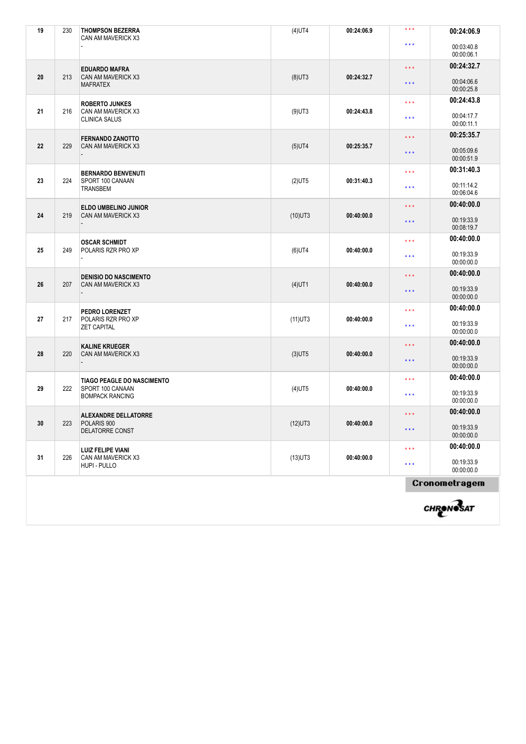| | | | | | | |
|---|---|---|---|---|---|---|
| 19 | 230 | **THOMPSON BEZERRA**<br>CAN AM MAVERICK X3<br>- | (4)UT4 | **00:24:06.9** | \*\*\*<br>\*\*\* | **00:24:06.9**<br>00:03:40.8<br>00:00:06.1 |
| 20 | 213 | **EDUARDO MAFRA**<br>CAN AM MAVERICK X3<br>MAFRATEX | (8)UT3 | **00:24:32.7** | \*\*\*<br>\*\*\* | **00:24:32.7**<br>00:04:06.6<br>00:00:25.8 |
| 21 | 216 | **ROBERTO JUNKES**<br>CAN AM MAVERICK X3<br>CLINICA SALUS | (9)UT3 | **00:24:43.8** | \*\*\*<br>\*\*\* | **00:24:43.8**<br>00:04:17.7<br>00:00:11.1 |
| 22 | 229 | **FERNANDO ZANOTTO**<br>CAN AM MAVERICK X3<br>- | (5)UT4 | **00:25:35.7** | \*\*\*<br>\*\*\* | **00:25:35.7**<br>00:05:09.6<br>00:00:51.9 |
| 23 | 224 | **BERNARDO BENVENUTI**<br>SPORT 100 CANAAN<br>TRANSBEM | (2)UT5 | **00:31:40.3** | \*\*\*<br>\*\*\* | **00:31:40.3**<br>00:11:14.2<br>00:06:04.6 |
| 24 | 219 | **ELDO UMBELINO JUNIOR**<br>CAN AM MAVERICK X3<br>- | (10)UT3 | **00:40:00.0** | \*\*\*<br>\*\*\* | **00:40:00.0**<br>00:19:33.9<br>00:08:19.7 |
| 25 | 249 | **OSCAR SCHMIDT**<br>POLARIS RZR PRO XP<br>- | (6)UT4 | **00:40:00.0** | \*\*\*<br>\*\*\* | **00:40:00.0**<br>00:19:33.9<br>00:00:00.0 |
| 26 | 207 | **DENISIO DO NASCIMENTO**<br>CAN AM MAVERICK X3<br>- | (4)UT1 | **00:40:00.0** | \*\*\*<br>\*\*\* | **00:40:00.0**<br>00:19:33.9<br>00:00:00.0 |
| 27 | 217 | **PEDRO LORENZET**<br>POLARIS RZR PRO XP<br>ZET CAPITAL | (11)UT3 | **00:40:00.0** | \*\*\*<br>\*\*\* | **00:40:00.0**<br>00:19:33.9<br>00:00:00.0 |
| 28 | 220 | **KALINE KRUEGER**<br>CAN AM MAVERICK X3<br>- | (3)UT5 | **00:40:00.0** | \*\*\*<br>\*\*\* | **00:40:00.0**<br>00:19:33.9<br>00:00:00.0 |
| 29 | 222 | **TIAGO PEAGLE DO NASCIMENTO**<br>SPORT 100 CANAAN<br>BOMPACK RANCING | (4)UT5 | **00:40:00.0** | \*\*\*<br>\*\*\* | **00:40:00.0**<br>00:19:33.9<br>00:00:00.0 |
| 30 | 223 | **ALEXANDRE DELLATORRE**<br>POLARIS 900<br>DELATORRE CONST | (12)UT3 | **00:40:00.0** | \*\*\*<br>\*\*\* | **00:40:00.0**<br>00:19:33.9<br>00:00:00.0 |
| 31 | 226 | **LUIZ FELIPE VIANI**<br>CAN AM MAVERICK X3<br>HUPI - PULLO | (13)UT3 | **00:40:00.0** | \*\*\*<br>\*\*\* | **00:40:00.0**<br>00:19:33.9<br>00:00:00.0 |

**Cronometragem**

CHRONOSAT